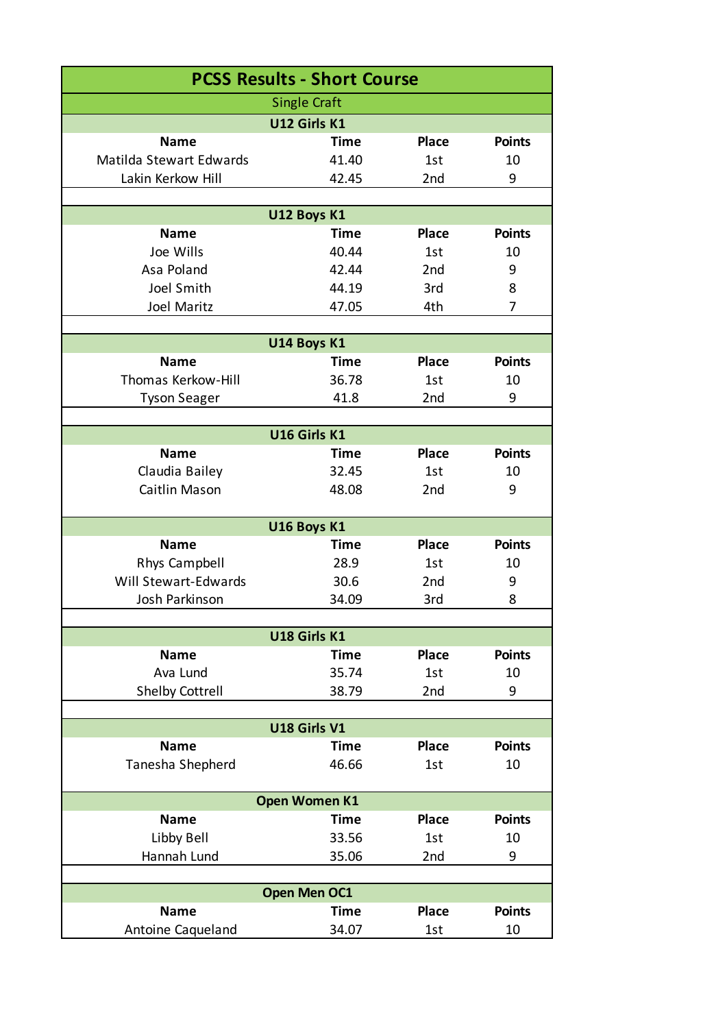# PCSS Results - Short Course

## Single Craft

### U12 Girls K1

| Name | Time | Place | Points |
|---|---|---|---|
| Matilda Stewart Edwards | 41.40 | 1st | 10 |
| Lakin Kerkow Hill | 42.45 | 2nd | 9 |

### U12 Boys K1

| Name | Time | Place | Points |
|---|---|---|---|
| Joe Wills | 40.44 | 1st | 10 |
| Asa Poland | 42.44 | 2nd | 9 |
| Joel Smith | 44.19 | 3rd | 8 |
| Joel Maritz | 47.05 | 4th | 7 |

### U14 Boys K1

| Name | Time | Place | Points |
|---|---|---|---|
| Thomas Kerkow-Hill | 36.78 | 1st | 10 |
| Tyson Seager | 41.8 | 2nd | 9 |

### U16 Girls K1

| Name | Time | Place | Points |
|---|---|---|---|
| Claudia Bailey | 32.45 | 1st | 10 |
| Caitlin Mason | 48.08 | 2nd | 9 |

### U16 Boys K1

| Name | Time | Place | Points |
|---|---|---|---|
| Rhys Campbell | 28.9 | 1st | 10 |
| Will Stewart-Edwards | 30.6 | 2nd | 9 |
| Josh Parkinson | 34.09 | 3rd | 8 |

### U18 Girls K1

| Name | Time | Place | Points |
|---|---|---|---|
| Ava Lund | 35.74 | 1st | 10 |
| Shelby Cottrell | 38.79 | 2nd | 9 |

### U18 Girls V1

| Name | Time | Place | Points |
|---|---|---|---|
| Tanesha Shepherd | 46.66 | 1st | 10 |

### Open Women K1

| Name | Time | Place | Points |
|---|---|---|---|
| Libby Bell | 33.56 | 1st | 10 |
| Hannah Lund | 35.06 | 2nd | 9 |

### Open Men OC1

| Name | Time | Place | Points |
|---|---|---|---|
| Antoine Caqueland | 34.07 | 1st | 10 |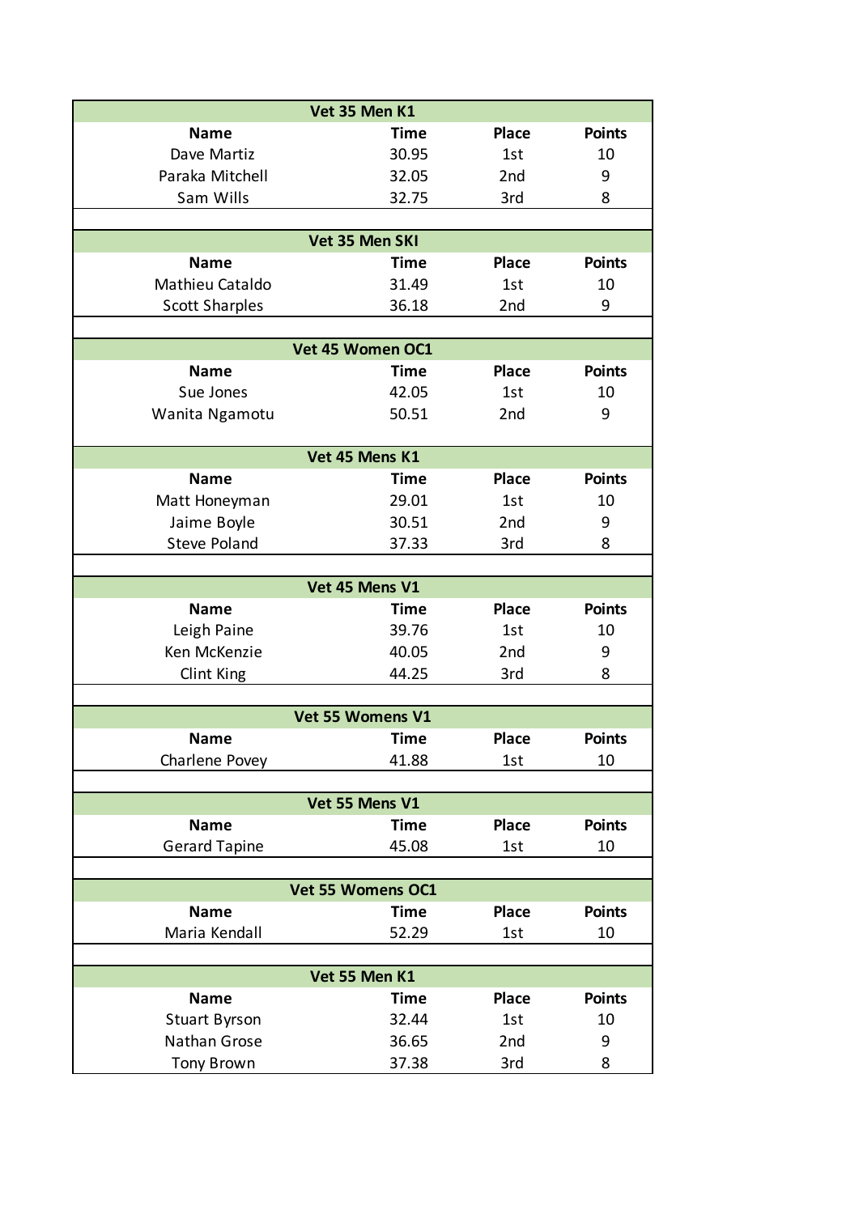| Vet 35 Men K1 | | | |
|---|---|---|---|
| **Name** | **Time** | **Place** | **Points** |
| Dave Martiz | 30.95 | 1st | 10 |
| Paraka Mitchell | 32.05 | 2nd | 9 |
| Sam Wills | 32.75 | 3rd | 8 |

| Vet 35 Men SKI | | | |
|---|---|---|---|
| **Name** | **Time** | **Place** | **Points** |
| Mathieu Cataldo | 31.49 | 1st | 10 |
| Scott Sharples | 36.18 | 2nd | 9 |

| Vet 45 Women OC1 | | | |
|---|---|---|---|
| **Name** | **Time** | **Place** | **Points** |
| Sue Jones | 42.05 | 1st | 10 |
| Wanita Ngamotu | 50.51 | 2nd | 9 |

| Vet 45 Mens K1 | | | |
|---|---|---|---|
| **Name** | **Time** | **Place** | **Points** |
| Matt Honeyman | 29.01 | 1st | 10 |
| Jaime Boyle | 30.51 | 2nd | 9 |
| Steve Poland | 37.33 | 3rd | 8 |

| Vet 45 Mens V1 | | | |
|---|---|---|---|
| **Name** | **Time** | **Place** | **Points** |
| Leigh Paine | 39.76 | 1st | 10 |
| Ken McKenzie | 40.05 | 2nd | 9 |
| Clint King | 44.25 | 3rd | 8 |

| Vet 55 Womens V1 | | | |
|---|---|---|---|
| **Name** | **Time** | **Place** | **Points** |
| Charlene Povey | 41.88 | 1st | 10 |

| Vet 55 Mens V1 | | | |
|---|---|---|---|
| **Name** | **Time** | **Place** | **Points** |
| Gerard Tapine | 45.08 | 1st | 10 |

| Vet 55 Womens OC1 | | | |
|---|---|---|---|
| **Name** | **Time** | **Place** | **Points** |
| Maria Kendall | 52.29 | 1st | 10 |

| Vet 55 Men K1 | | | |
|---|---|---|---|
| **Name** | **Time** | **Place** | **Points** |
| Stuart Byrson | 32.44 | 1st | 10 |
| Nathan Grose | 36.65 | 2nd | 9 |
| Tony Brown | 37.38 | 3rd | 8 |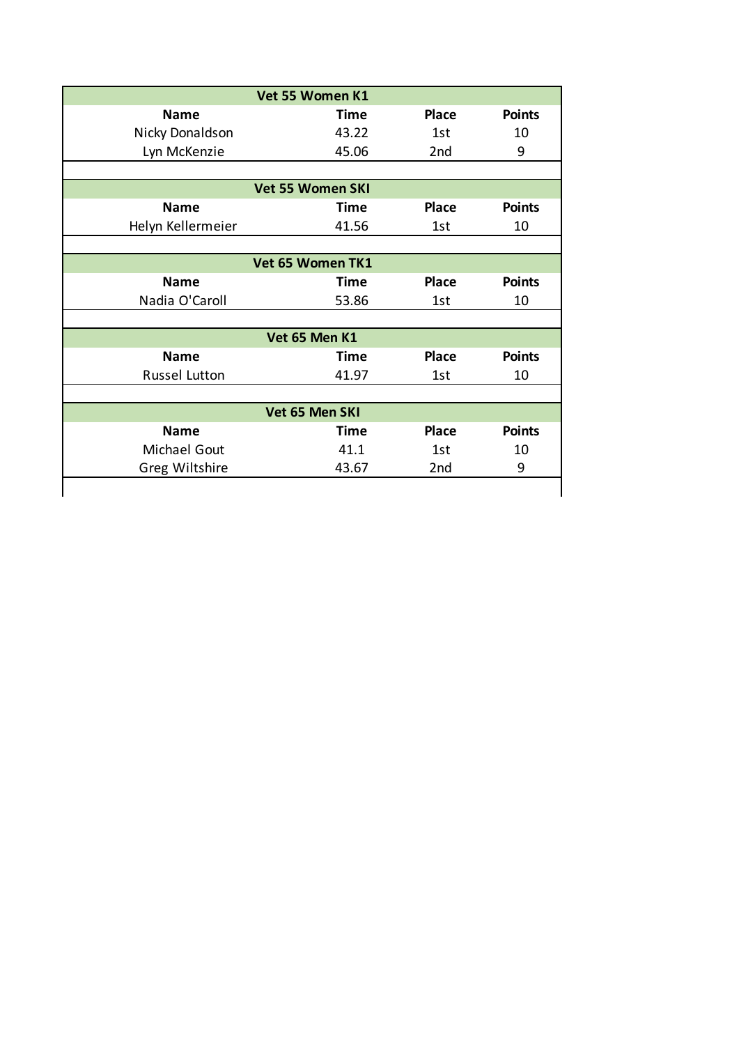| Vet 55 Women K1 | | | |
|---|---|---|---|
| **Name** | **Time** | **Place** | **Points** |
| Nicky Donaldson | 43.22 | 1st | 10 |
| Lyn McKenzie | 45.06 | 2nd | 9 |

| Vet 55 Women SKI | | | |
|---|---|---|---|
| **Name** | **Time** | **Place** | **Points** |
| Helyn Kellermeier | 41.56 | 1st | 10 |

| Vet 65 Women TK1 | | | |
|---|---|---|---|
| **Name** | **Time** | **Place** | **Points** |
| Nadia O'Caroll | 53.86 | 1st | 10 |

| Vet 65 Men K1 | | | |
|---|---|---|---|
| **Name** | **Time** | **Place** | **Points** |
| Russel Lutton | 41.97 | 1st | 10 |

| Vet 65 Men SKI | | | |
|---|---|---|---|
| **Name** | **Time** | **Place** | **Points** |
| Michael Gout | 41.1 | 1st | 10 |
| Greg Wiltshire | 43.67 | 2nd | 9 |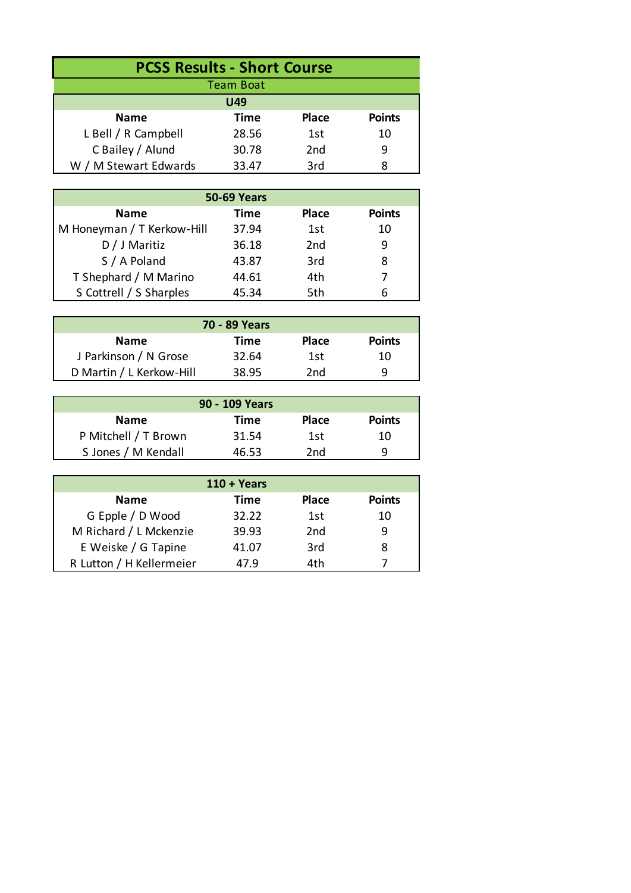# PCSS Results - Short Course

## Team Boat

### U49

| Name | Time | Place | Points |
|---|---|---|---|
| L Bell / R Campbell | 28.56 | 1st | 10 |
| C Bailey / Alund | 30.78 | 2nd | 9 |
| W / M Stewart Edwards | 33.47 | 3rd | 8 |

### 50-69 Years

| Name | Time | Place | Points |
|---|---|---|---|
| M Honeyman / T Kerkow-Hill | 37.94 | 1st | 10 |
| D / J Maritiz | 36.18 | 2nd | 9 |
| S / A Poland | 43.87 | 3rd | 8 |
| T Shephard / M Marino | 44.61 | 4th | 7 |
| S Cottrell / S Sharples | 45.34 | 5th | 6 |

### 70 - 89 Years

| Name | Time | Place | Points |
|---|---|---|---|
| J Parkinson / N Grose | 32.64 | 1st | 10 |
| D Martin / L Kerkow-Hill | 38.95 | 2nd | 9 |

### 90 - 109 Years

| Name | Time | Place | Points |
|---|---|---|---|
| P Mitchell / T Brown | 31.54 | 1st | 10 |
| S Jones / M Kendall | 46.53 | 2nd | 9 |

### 110 + Years

| Name | Time | Place | Points |
|---|---|---|---|
| G Epple / D Wood | 32.22 | 1st | 10 |
| M Richard / L Mckenzie | 39.93 | 2nd | 9 |
| E Weiske / G Tapine | 41.07 | 3rd | 8 |
| R Lutton / H Kellermeier | 47.9 | 4th | 7 |